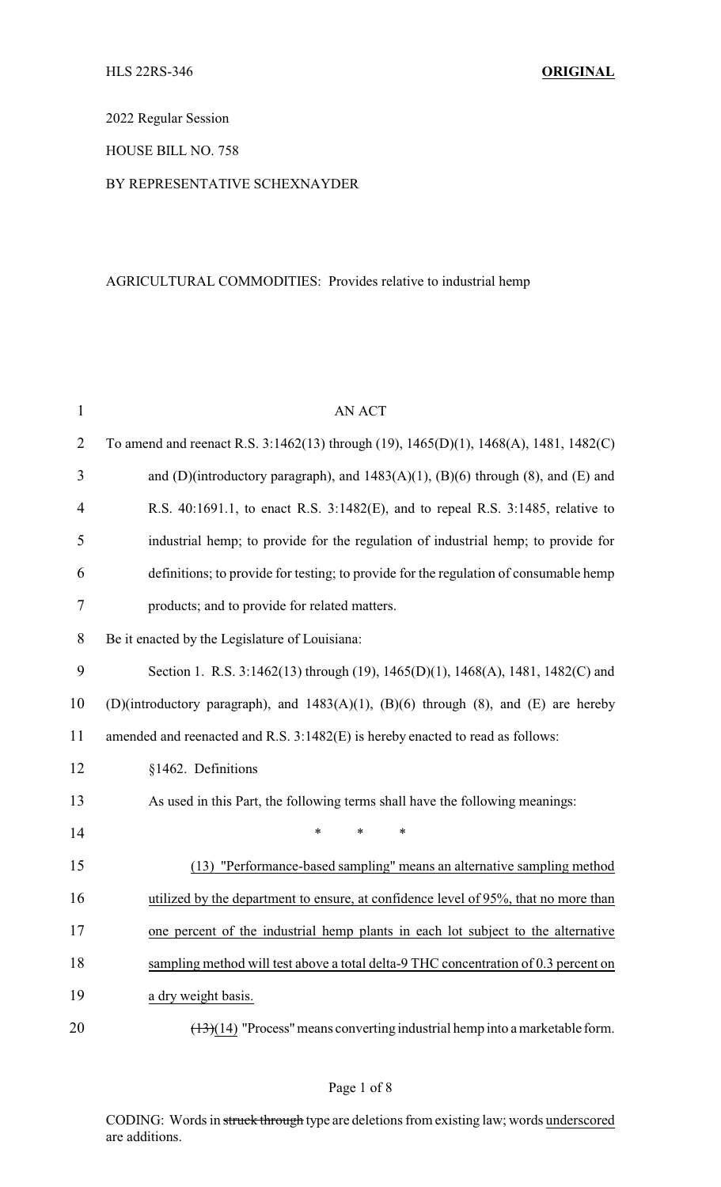HLS 22RS-346 **ORIGINAL**

2022 Regular Session

HOUSE BILL NO. 758

BY REPRESENTATIVE SCHEXNAYDER

AGRICULTURAL COMMODITIES: Provides relative to industrial hemp

AN ACT

To amend and reenact R.S. 3:1462(13) through (19), 1465(D)(1), 1468(A), 1481, 1482(C) and (D)(introductory paragraph), and 1483(A)(1), (B)(6) through (8), and (E) and R.S. 40:1691.1, to enact R.S. 3:1482(E), and to repeal R.S. 3:1485, relative to industrial hemp; to provide for the regulation of industrial hemp; to provide for definitions; to provide for testing; to provide for the regulation of consumable hemp products; and to provide for related matters.

Be it enacted by the Legislature of Louisiana:

Section 1. R.S. 3:1462(13) through (19), 1465(D)(1), 1468(A), 1481, 1482(C) and (D)(introductory paragraph), and 1483(A)(1), (B)(6) through (8), and (E) are hereby amended and reenacted and R.S. 3:1482(E) is hereby enacted to read as follows:

§1462. Definitions

As used in this Part, the following terms shall have the following meanings:

\* \* \*

<u>(13) "Performance-based sampling" means an alternative sampling method utilized by the department to ensure, at confidence level of 95%, that no more than one percent of the industrial hemp plants in each lot subject to the alternative sampling method will test above a total delta-9 THC concentration of 0.3 percent on a dry weight basis.</u>

~~(13)~~<u>(14)</u> "Process" means converting industrial hemp into a marketable form.

CODING: Words in ~~struck through~~ type are deletions from existing law; words <u>underscored</u> are additions.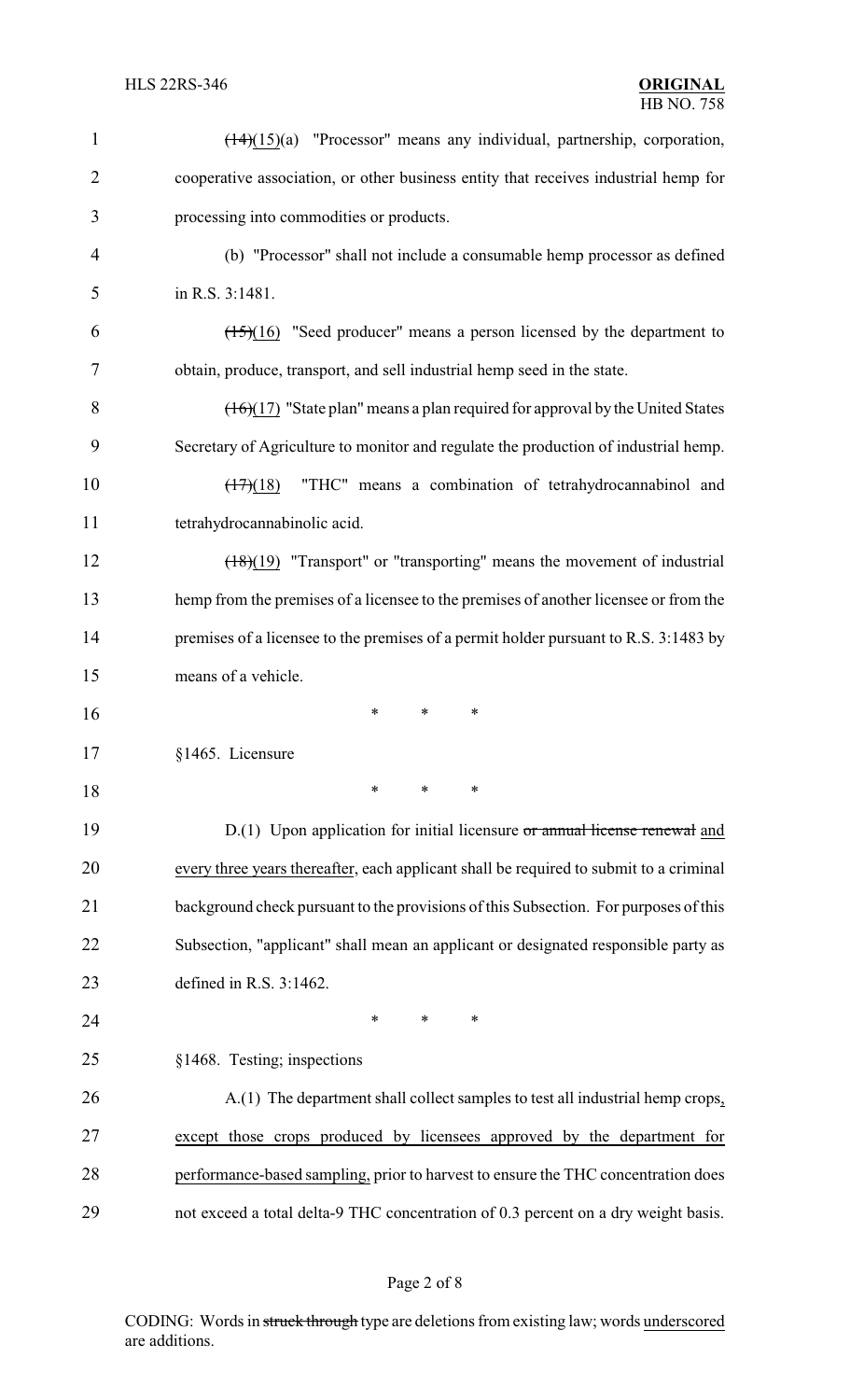~~(14)~~(15)(a) "Processor" means any individual, partnership, corporation, cooperative association, or other business entity that receives industrial hemp for processing into commodities or products.

(b) "Processor" shall not include a consumable hemp processor as defined in R.S. 3:1481.

~~(15)~~(16) "Seed producer" means a person licensed by the department to obtain, produce, transport, and sell industrial hemp seed in the state.

~~(16)~~(17) "State plan" means a plan required for approval by the United States Secretary of Agriculture to monitor and regulate the production of industrial hemp.

~~(17)~~(18) "THC" means a combination of tetrahydrocannabinol and tetrahydrocannabinolic acid.

~~(18)~~(19) "Transport" or "transporting" means the movement of industrial hemp from the premises of a licensee to the premises of another licensee or from the premises of a licensee to the premises of a permit holder pursuant to R.S. 3:1483 by means of a vehicle.

\* \* \*

§1465. Licensure

\* \* \*

D.(1) Upon application for initial licensure ~~or annual license renewal~~ and every three years thereafter, each applicant shall be required to submit to a criminal background check pursuant to the provisions of this Subsection. For purposes of this Subsection, "applicant" shall mean an applicant or designated responsible party as defined in R.S. 3:1462.

\* \* \*

§1468. Testing; inspections

A.(1) The department shall collect samples to test all industrial hemp crops, except those crops produced by licensees approved by the department for performance-based sampling, prior to harvest to ensure the THC concentration does not exceed a total delta-9 THC concentration of 0.3 percent on a dry weight basis.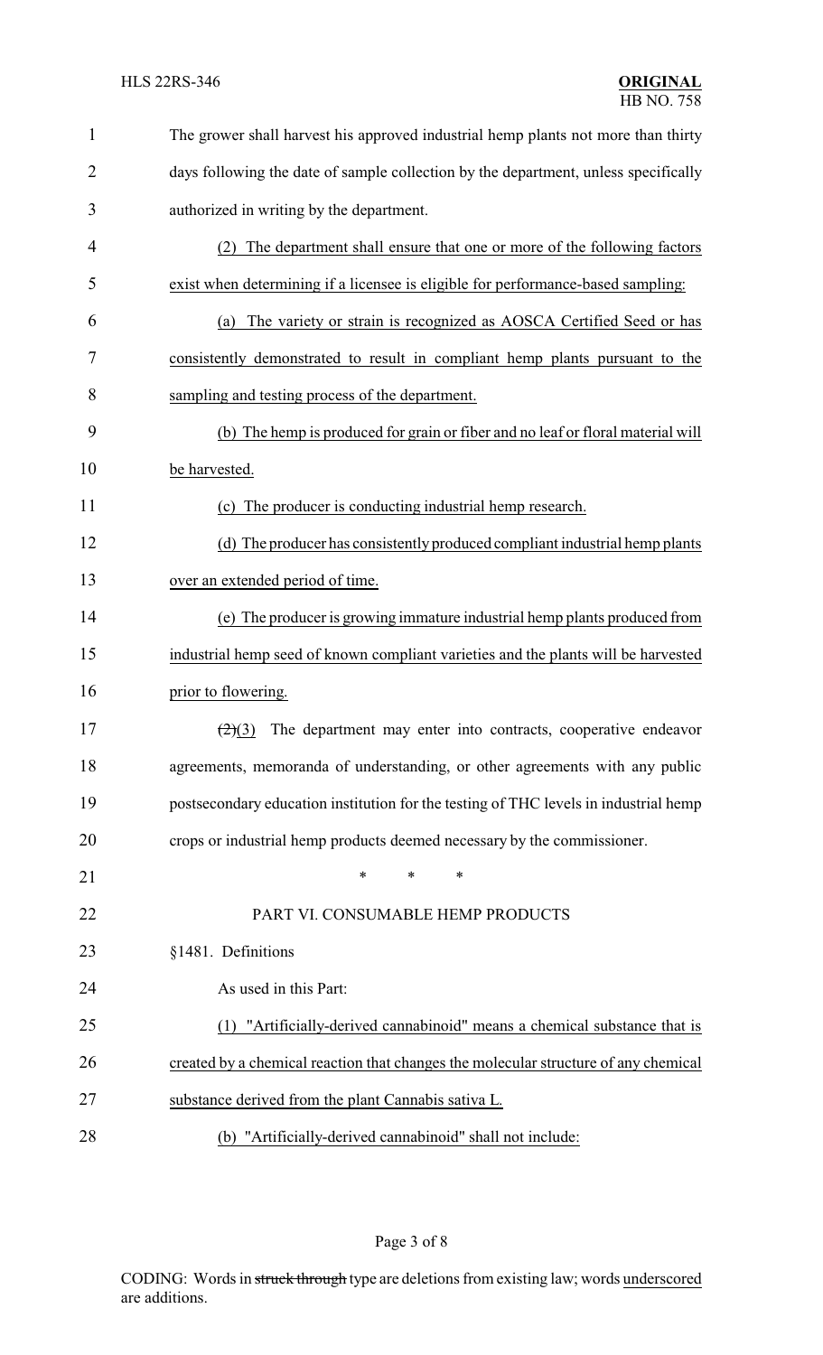The grower shall harvest his approved industrial hemp plants not more than thirty days following the date of sample collection by the department, unless specifically authorized in writing by the department.

(2) The department shall ensure that one or more of the following factors exist when determining if a licensee is eligible for performance-based sampling:

(a) The variety or strain is recognized as AOSCA Certified Seed or has consistently demonstrated to result in compliant hemp plants pursuant to the sampling and testing process of the department.

(b) The hemp is produced for grain or fiber and no leaf or floral material will be harvested.

(c) The producer is conducting industrial hemp research.

(d) The producer has consistently produced compliant industrial hemp plants over an extended period of time.

(e) The producer is growing immature industrial hemp plants produced from industrial hemp seed of known compliant varieties and the plants will be harvested prior to flowering.

~~(2)~~(3) The department may enter into contracts, cooperative endeavor agreements, memoranda of understanding, or other agreements with any public postsecondary education institution for the testing of THC levels in industrial hemp crops or industrial hemp products deemed necessary by the commissioner.

\* \* \*

PART VI. CONSUMABLE HEMP PRODUCTS

§1481. Definitions

As used in this Part:

(1) "Artificially-derived cannabinoid" means a chemical substance that is created by a chemical reaction that changes the molecular structure of any chemical substance derived from the plant Cannabis sativa L.

(b) "Artificially-derived cannabinoid" shall not include: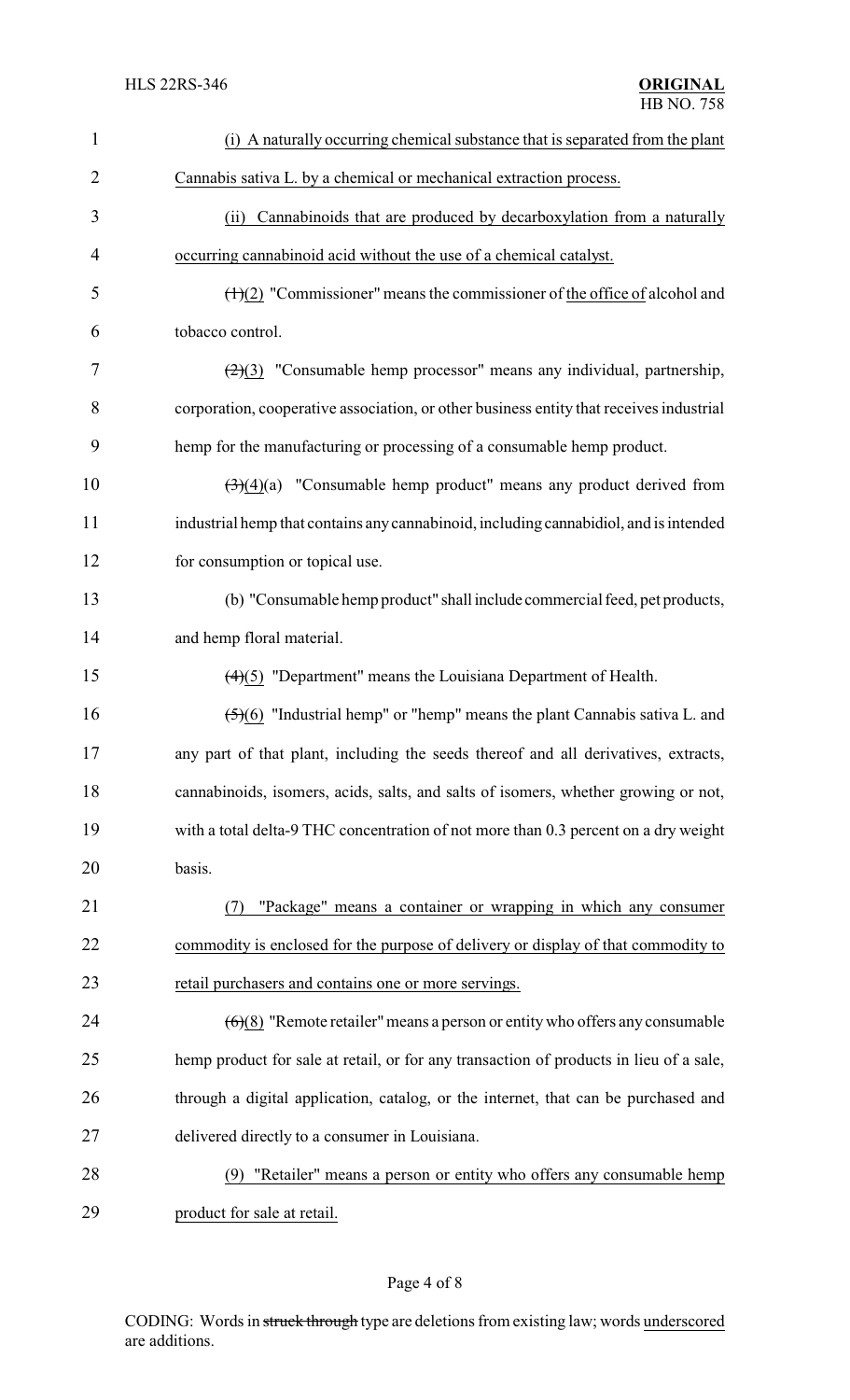(i) A naturally occurring chemical substance that is separated from the plant Cannabis sativa L. by a chemical or mechanical extraction process.

(ii) Cannabinoids that are produced by decarboxylation from a naturally occurring cannabinoid acid without the use of a chemical catalyst.

~~(1)~~(2) "Commissioner" means the commissioner of the office of alcohol and tobacco control.

~~(2)~~(3) "Consumable hemp processor" means any individual, partnership, corporation, cooperative association, or other business entity that receives industrial hemp for the manufacturing or processing of a consumable hemp product.

~~(3)~~(4)(a) "Consumable hemp product" means any product derived from industrial hemp that contains any cannabinoid, including cannabidiol, and is intended for consumption or topical use.

(b) "Consumable hemp product" shall include commercial feed, pet products, and hemp floral material.

~~(4)~~(5) "Department" means the Louisiana Department of Health.

~~(5)~~(6) "Industrial hemp" or "hemp" means the plant Cannabis sativa L. and any part of that plant, including the seeds thereof and all derivatives, extracts, cannabinoids, isomers, acids, salts, and salts of isomers, whether growing or not, with a total delta-9 THC concentration of not more than 0.3 percent on a dry weight basis.

(7) "Package" means a container or wrapping in which any consumer commodity is enclosed for the purpose of delivery or display of that commodity to retail purchasers and contains one or more servings.

~~(6)~~(8) "Remote retailer" means a person or entity who offers any consumable hemp product for sale at retail, or for any transaction of products in lieu of a sale, through a digital application, catalog, or the internet, that can be purchased and delivered directly to a consumer in Louisiana.

(9) "Retailer" means a person or entity who offers any consumable hemp product for sale at retail.

CODING: Words in ~~struck through~~ type are deletions from existing law; words underscored are additions.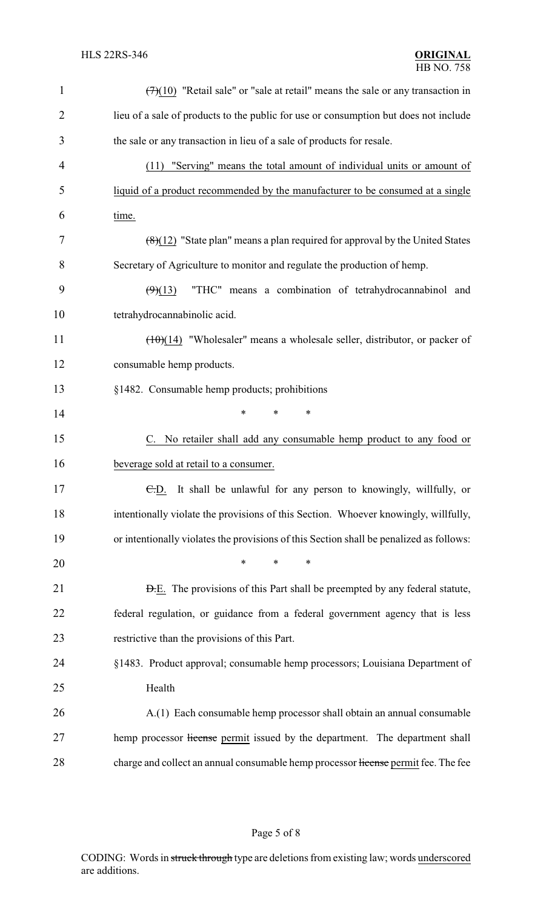~~(7)~~(10) "Retail sale" or "sale at retail" means the sale or any transaction in lieu of a sale of products to the public for use or consumption but does not include the sale or any transaction in lieu of a sale of products for resale.

<u>(11) "Serving" means the total amount of individual units or amount of liquid of a product recommended by the manufacturer to be consumed at a single time.</u>

~~(8)~~(12) "State plan" means a plan required for approval by the United States Secretary of Agriculture to monitor and regulate the production of hemp.

~~(9)~~(13) "THC" means a combination of tetrahydrocannabinol and tetrahydrocannabinolic acid.

~~(10)~~(14) "Wholesaler" means a wholesale seller, distributor, or packer of consumable hemp products.

§1482. Consumable hemp products; prohibitions

\* \* \*

<u>C. No retailer shall add any consumable hemp product to any food or beverage sold at retail to a consumer.</u>

~~C.~~D. It shall be unlawful for any person to knowingly, willfully, or intentionally violate the provisions of this Section. Whoever knowingly, willfully, or intentionally violates the provisions of this Section shall be penalized as follows:

\* \* \*

~~D.~~E. The provisions of this Part shall be preempted by any federal statute, federal regulation, or guidance from a federal government agency that is less restrictive than the provisions of this Part.

§1483. Product approval; consumable hemp processors; Louisiana Department of Health

A.(1) Each consumable hemp processor shall obtain an annual consumable hemp processor ~~license~~ <u>permit</u> issued by the department. The department shall charge and collect an annual consumable hemp processor ~~license~~ <u>permit</u> fee. The fee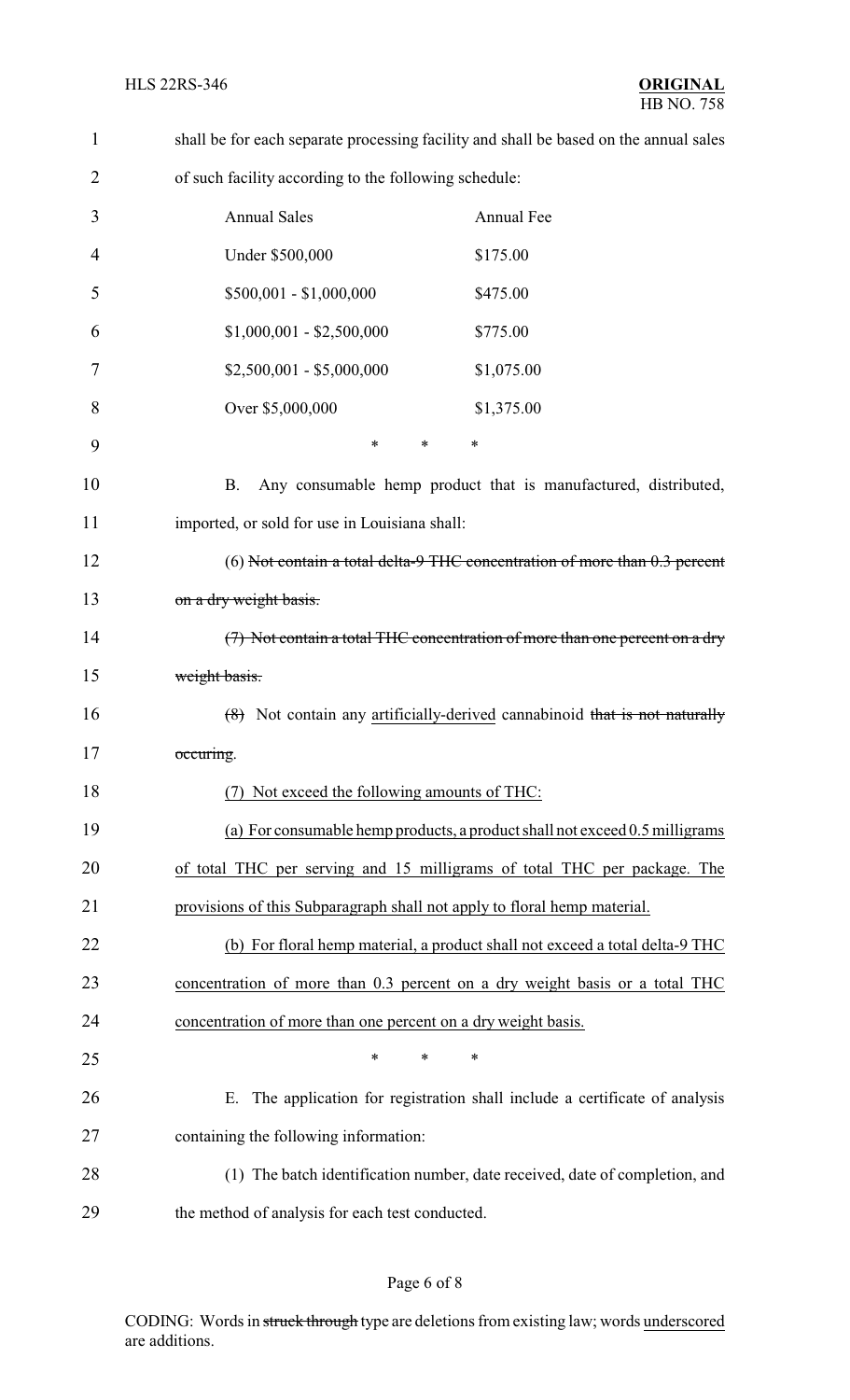shall be for each separate processing facility and shall be based on the annual sales of such facility according to the following schedule:

| Annual Sales | Annual Fee |
| --- | --- |
| Under $500,000 | $175.00 |
| $500,001 - $1,000,000 | $475.00 |
| $1,000,001 - $2,500,000 | $775.00 |
| $2,500,001 - $5,000,000 | $1,075.00 |
| Over $5,000,000 | $1,375.00 |

\* \* \*

B. Any consumable hemp product that is manufactured, distributed, imported, or sold for use in Louisiana shall:

(6) ~~Not contain a total delta-9 THC concentration of more than 0.3 percent on a dry weight basis.~~

~~(7) Not contain a total THC concentration of more than one percent on a dry weight basis.~~

~~(8)~~ Not contain any <u>artificially-derived</u> cannabinoid ~~that is not naturally occuring~~.

<u>(7) Not exceed the following amounts of THC:</u>

<u>(a) For consumable hemp products, a product shall not exceed 0.5 milligrams of total THC per serving and 15 milligrams of total THC per package. The provisions of this Subparagraph shall not apply to floral hemp material.</u>

<u>(b) For floral hemp material, a product shall not exceed a total delta-9 THC concentration of more than 0.3 percent on a dry weight basis or a total THC concentration of more than one percent on a dry weight basis.</u>

\* \* \*

E. The application for registration shall include a certificate of analysis containing the following information:

(1) The batch identification number, date received, date of completion, and the method of analysis for each test conducted.

CODING: Words in ~~struck through~~ type are deletions from existing law; words <u>underscored</u> are additions.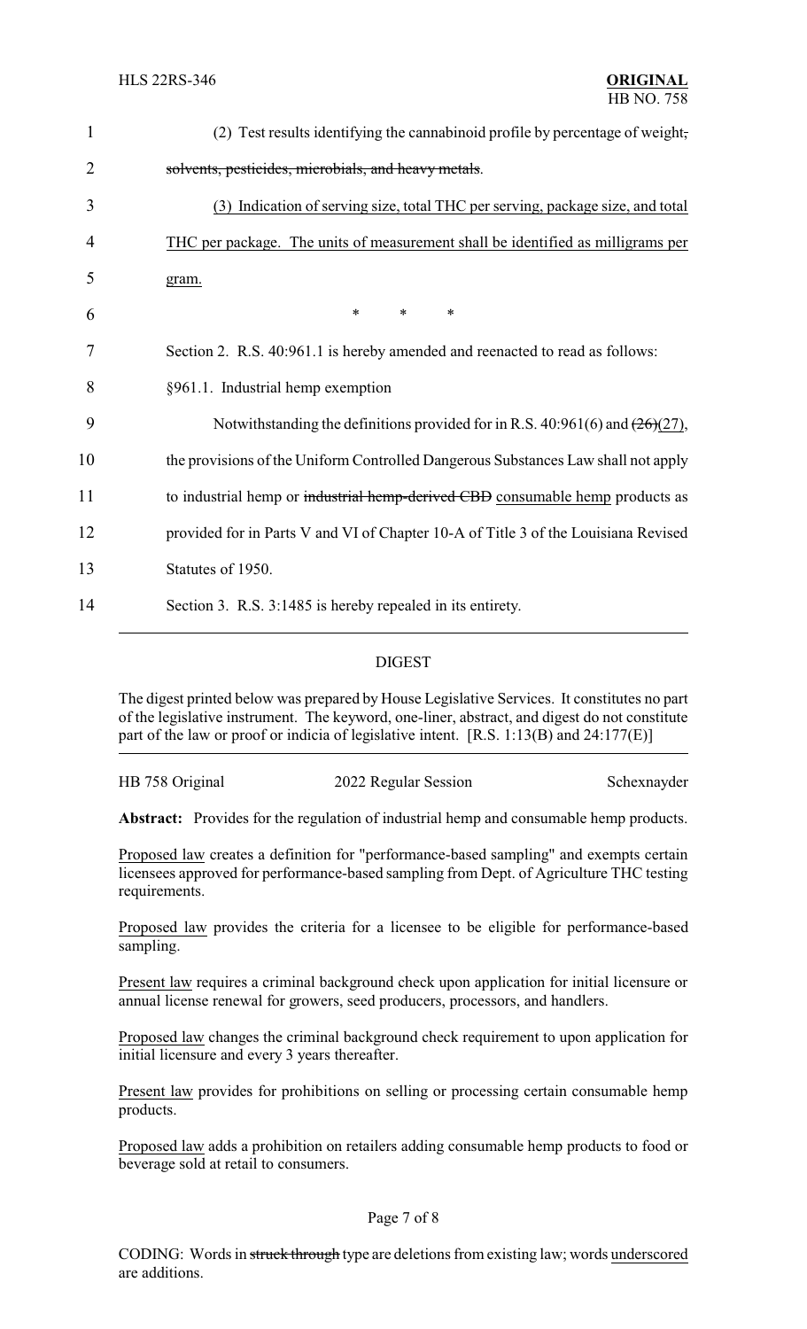(2) Test results identifying the cannabinoid profile by percentage of weight~~,~~ ~~solvents, pesticides, microbials, and heavy metals~~.

(3) Indication of serving size, total THC per serving, package size, and total THC per package. The units of measurement shall be identified as milligrams per gram.

\* \* \*

Section 2. R.S. 40:961.1 is hereby amended and reenacted to read as follows:

§961.1. Industrial hemp exemption

Notwithstanding the definitions provided for in R.S. 40:961(6) and ~~(26)~~(27), the provisions of the Uniform Controlled Dangerous Substances Law shall not apply to industrial hemp or ~~industrial hemp-derived CBD~~ consumable hemp products as provided for in Parts V and VI of Chapter 10-A of Title 3 of the Louisiana Revised Statutes of 1950.

Section 3. R.S. 3:1485 is hereby repealed in its entirety.

## DIGEST

The digest printed below was prepared by House Legislative Services. It constitutes no part of the legislative instrument. The keyword, one-liner, abstract, and digest do not constitute part of the law or proof or indicia of legislative intent. [R.S. 1:13(B) and 24:177(E)]

HB 758 Original | 2022 Regular Session | Schexnayder

**Abstract:** Provides for the regulation of industrial hemp and consumable hemp products.

Proposed law creates a definition for "performance-based sampling" and exempts certain licensees approved for performance-based sampling from Dept. of Agriculture THC testing requirements.

Proposed law provides the criteria for a licensee to be eligible for performance-based sampling.

Present law requires a criminal background check upon application for initial licensure or annual license renewal for growers, seed producers, processors, and handlers.

Proposed law changes the criminal background check requirement to upon application for initial licensure and every 3 years thereafter.

Present law provides for prohibitions on selling or processing certain consumable hemp products.

Proposed law adds a prohibition on retailers adding consumable hemp products to food or beverage sold at retail to consumers.

CODING: Words in ~~struck through~~ type are deletions from existing law; words underscored are additions.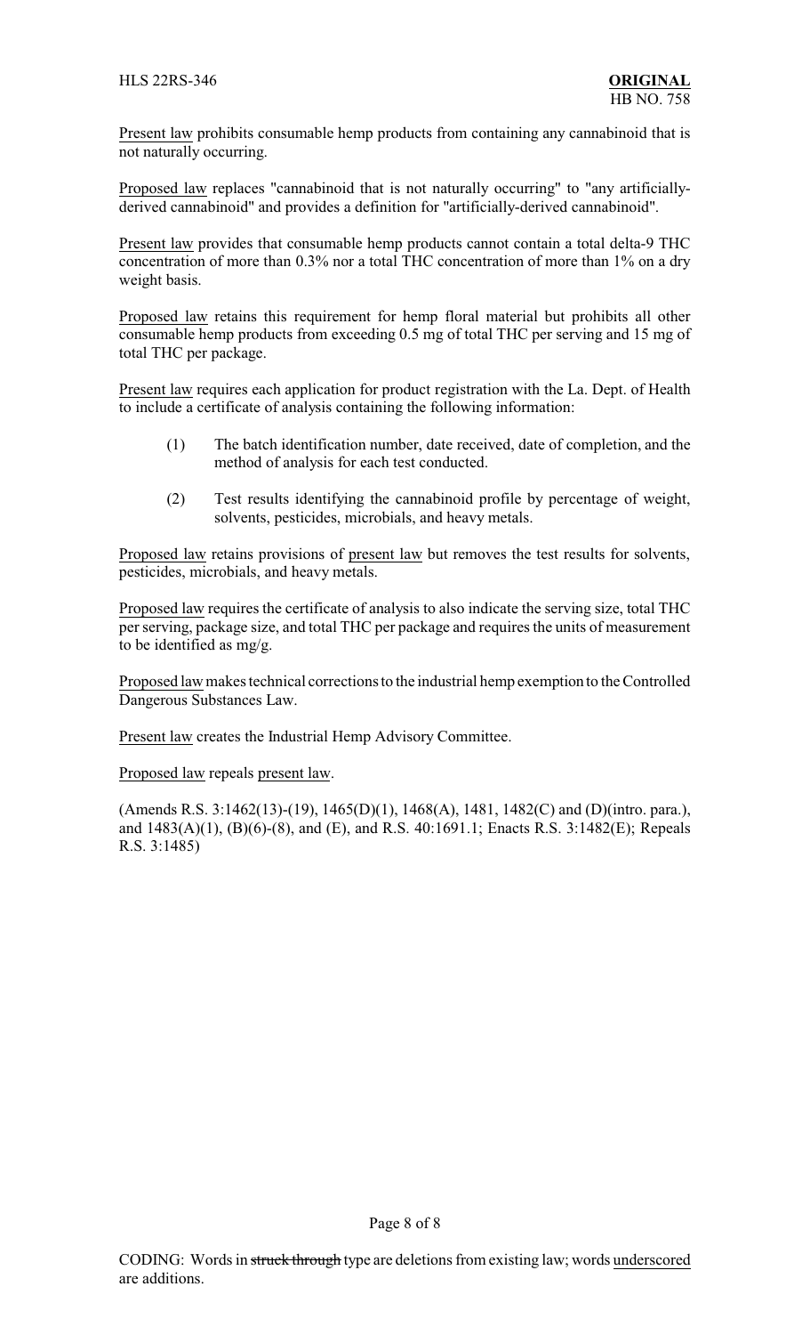Present law prohibits consumable hemp products from containing any cannabinoid that is not naturally occurring.

Proposed law replaces "cannabinoid that is not naturally occurring" to "any artificially-derived cannabinoid" and provides a definition for "artificially-derived cannabinoid".

Present law provides that consumable hemp products cannot contain a total delta-9 THC concentration of more than 0.3% nor a total THC concentration of more than 1% on a dry weight basis.

Proposed law retains this requirement for hemp floral material but prohibits all other consumable hemp products from exceeding 0.5 mg of total THC per serving and 15 mg of total THC per package.

Present law requires each application for product registration with the La. Dept. of Health to include a certificate of analysis containing the following information:

(1) The batch identification number, date received, date of completion, and the method of analysis for each test conducted.

(2) Test results identifying the cannabinoid profile by percentage of weight, solvents, pesticides, microbials, and heavy metals.

Proposed law retains provisions of present law but removes the test results for solvents, pesticides, microbials, and heavy metals.

Proposed law requires the certificate of analysis to also indicate the serving size, total THC per serving, package size, and total THC per package and requires the units of measurement to be identified as mg/g.

Proposed law makes technical corrections to the industrial hemp exemption to the Controlled Dangerous Substances Law.

Present law creates the Industrial Hemp Advisory Committee.

Proposed law repeals present law.

(Amends R.S. 3:1462(13)-(19), 1465(D)(1), 1468(A), 1481, 1482(C) and (D)(intro. para.), and 1483(A)(1), (B)(6)-(8), and (E), and R.S. 40:1691.1; Enacts R.S. 3:1482(E); Repeals R.S. 3:1485)